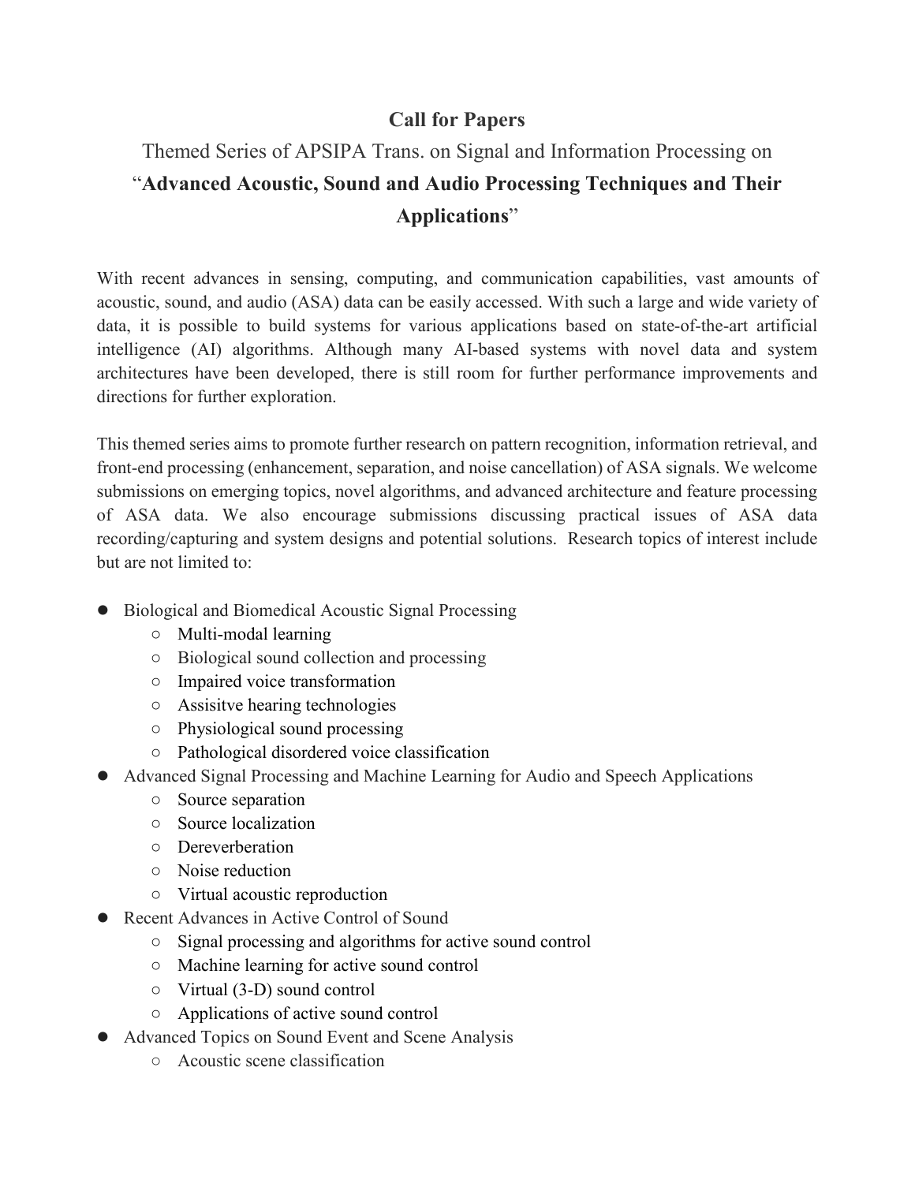# Call for Papers

## Themed Series of APSIPA Trans. on Signal and Information Processing on "**Advanced Acoustic, Sound and Audio Processing Techniques and Their Applications**"

With recent advances in sensing, computing, and communication capabilities, vast amounts of acoustic, sound, and audio (ASA) data can be easily accessed. With such a large and wide variety of data, it is possible to build systems for various applications based on state-of-the-art artificial intelligence (AI) algorithms. Although many AI-based systems with novel data and system architectures have been developed, there is still room for further performance improvements and directions for further exploration.

This themed series aims to promote further research on pattern recognition, information retrieval, and front-end processing (enhancement, separation, and noise cancellation) of ASA signals. We welcome submissions on emerging topics, novel algorithms, and advanced architecture and feature processing of ASA data. We also encourage submissions discussing practical issues of ASA data recording/capturing and system designs and potential solutions. Research topics of interest include but are not limited to:

- Biological and Biomedical Acoustic Signal Processing
  - Multi-modal learning
  - Biological sound collection and processing
  - Impaired voice transformation
  - Assisitve hearing technologies
  - Physiological sound processing
  - Pathological disordered voice classification
- Advanced Signal Processing and Machine Learning for Audio and Speech Applications
  - Source separation
  - Source localization
  - Dereverberation
  - Noise reduction
  - Virtual acoustic reproduction
- Recent Advances in Active Control of Sound
  - Signal processing and algorithms for active sound control
  - Machine learning for active sound control
  - Virtual (3-D) sound control
  - Applications of active sound control
- Advanced Topics on Sound Event and Scene Analysis
  - Acoustic scene classification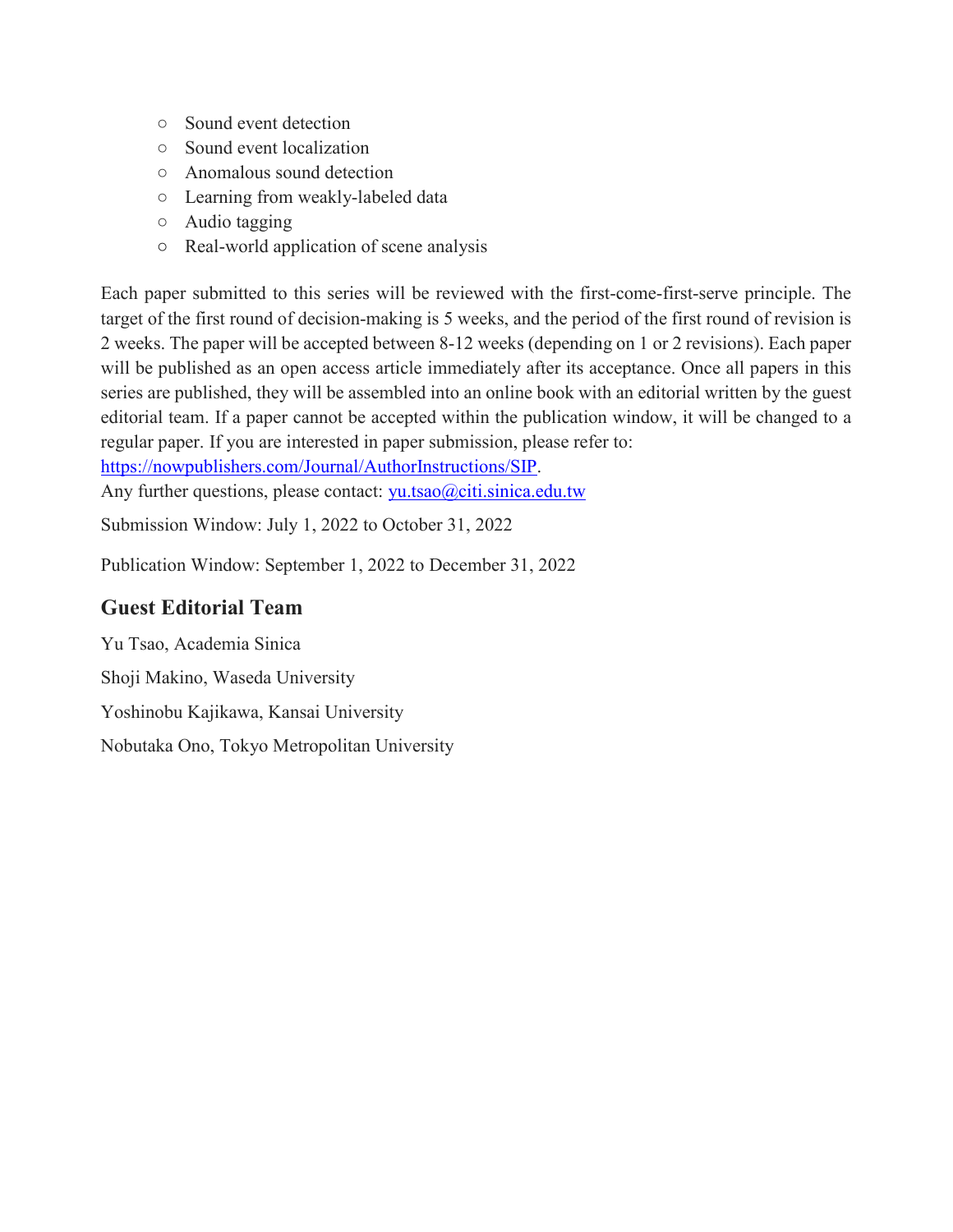- Sound event detection
- Sound event localization
- Anomalous sound detection
- Learning from weakly-labeled data
- Audio tagging
- Real-world application of scene analysis

Each paper submitted to this series will be reviewed with the first-come-first-serve principle. The target of the first round of decision-making is 5 weeks, and the period of the first round of revision is 2 weeks. The paper will be accepted between 8-12 weeks (depending on 1 or 2 revisions). Each paper will be published as an open access article immediately after its acceptance. Once all papers in this series are published, they will be assembled into an online book with an editorial written by the guest editorial team. If a paper cannot be accepted within the publication window, it will be changed to a regular paper. If you are interested in paper submission, please refer to:
[https://nowpublishers.com/Journal/AuthorInstructions/SIP](https://nowpublishers.com/Journal/AuthorInstructions/SIP).
Any further questions, please contact: [yu.tsao@citi.sinica.edu.tw](mailto:yu.tsao@citi.sinica.edu.tw)

Submission Window: July 1, 2022 to October 31, 2022

Publication Window: September 1, 2022 to December 31, 2022

## Guest Editorial Team

Yu Tsao, Academia Sinica

Shoji Makino, Waseda University

Yoshinobu Kajikawa, Kansai University

Nobutaka Ono, Tokyo Metropolitan University